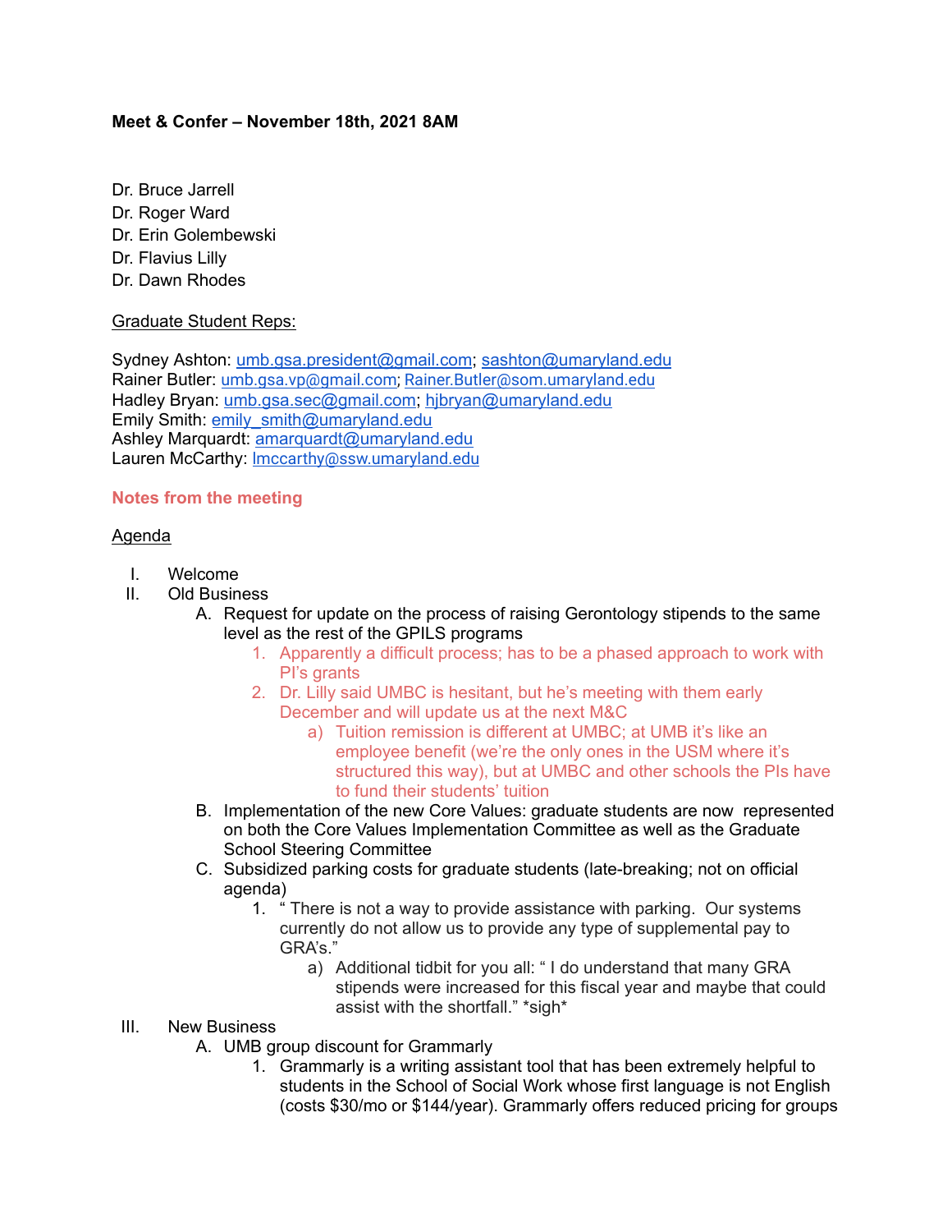**Meet & Confer – November 18th, 2021 8AM**

Dr. Bruce Jarrell
Dr. Roger Ward
Dr. Erin Golembewski
Dr. Flavius Lilly
Dr. Dawn Rhodes

Graduate Student Reps:

Sydney Ashton: umb.gsa.president@gmail.com; sashton@umaryland.edu
Rainer Butler: umb.gsa.vp@gmail.com; Rainer.Butler@som.umaryland.edu
Hadley Bryan: umb.gsa.sec@gmail.com; hjbryan@umaryland.edu
Emily Smith: emily_smith@umaryland.edu
Ashley Marquardt: amarquardt@umaryland.edu
Lauren McCarthy: lmccarthy@ssw.umaryland.edu

**Notes from the meeting**

Agenda

I. Welcome
II. Old Business
    A. Request for update on the process of raising Gerontology stipends to the same level as the rest of the GPILS programs
        1. Apparently a difficult process; has to be a phased approach to work with PI's grants
        2. Dr. Lilly said UMBC is hesitant, but he's meeting with them early December and will update us at the next M&C
            a) Tuition remission is different at UMBC; at UMB it's like an employee benefit (we're the only ones in the USM where it's structured this way), but at UMBC and other schools the PIs have to fund their students' tuition
    B. Implementation of the new Core Values: graduate students are now represented on both the Core Values Implementation Committee as well as the Graduate School Steering Committee
    C. Subsidized parking costs for graduate students (late-breaking; not on official agenda)
        1. " There is not a way to provide assistance with parking. Our systems currently do not allow us to provide any type of supplemental pay to GRA's."
            a) Additional tidbit for you all: " I do understand that many GRA stipends were increased for this fiscal year and maybe that could assist with the shortfall." *sigh*
III. New Business
    A. UMB group discount for Grammarly
        1. Grammarly is a writing assistant tool that has been extremely helpful to students in the School of Social Work whose first language is not English (costs $30/mo or $144/year). Grammarly offers reduced pricing for groups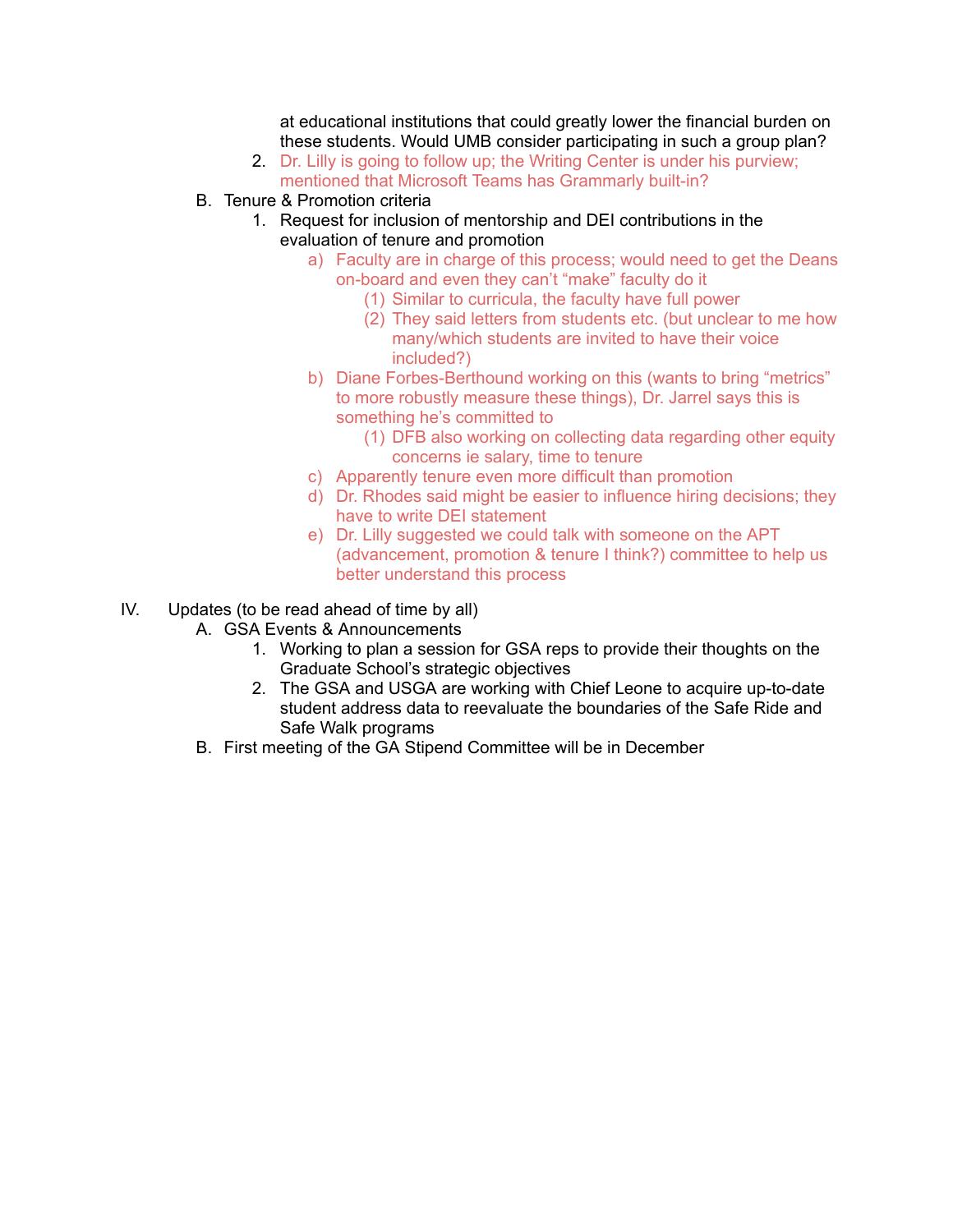at educational institutions that could greatly lower the financial burden on these students. Would UMB consider participating in such a group plan?

2. Dr. Lilly is going to follow up; the Writing Center is under his purview; mentioned that Microsoft Teams has Grammarly built-in?

B. Tenure & Promotion criteria
   1. Request for inclusion of mentorship and DEI contributions in the evaluation of tenure and promotion
      a) Faculty are in charge of this process; would need to get the Deans on-board and even they can't "make" faculty do it
         (1) Similar to curricula, the faculty have full power
         (2) They said letters from students etc. (but unclear to me how many/which students are invited to have their voice included?)
      b) Diane Forbes-Berthound working on this (wants to bring "metrics" to more robustly measure these things), Dr. Jarrel says this is something he's committed to
         (1) DFB also working on collecting data regarding other equity concerns ie salary, time to tenure
      c) Apparently tenure even more difficult than promotion
      d) Dr. Rhodes said might be easier to influence hiring decisions; they have to write DEI statement
      e) Dr. Lilly suggested we could talk with someone on the APT (advancement, promotion & tenure I think?) committee to help us better understand this process

IV. Updates (to be read ahead of time by all)

A. GSA Events & Announcements
   1. Working to plan a session for GSA reps to provide their thoughts on the Graduate School's strategic objectives
   2. The GSA and USGA are working with Chief Leone to acquire up-to-date student address data to reevaluate the boundaries of the Safe Ride and Safe Walk programs

B. First meeting of the GA Stipend Committee will be in December